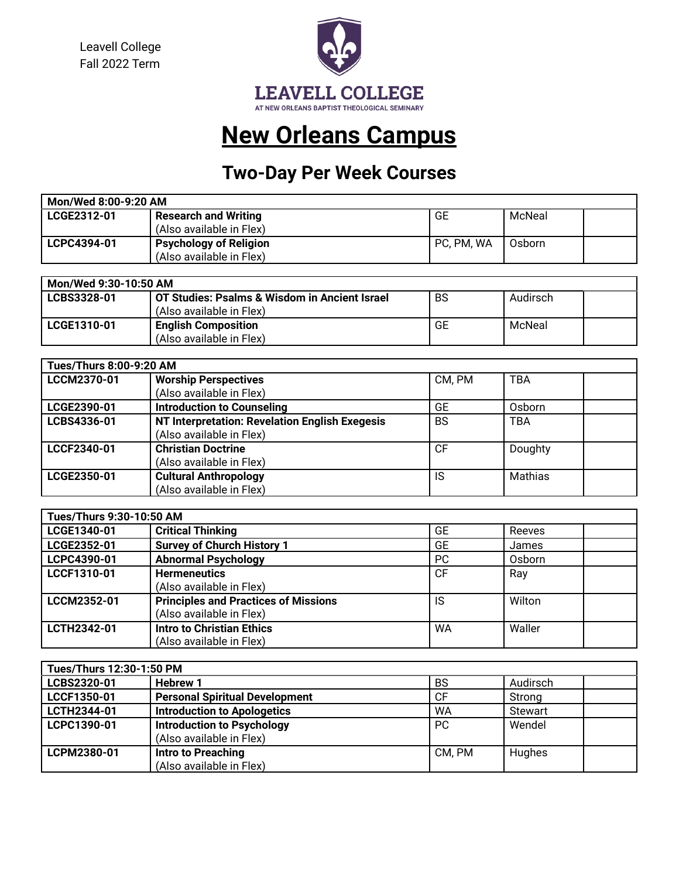Leavell College
Fall 2022 Term

LEAVELL COLLEGE
AT NEW ORLEANS BAPTIST THEOLOGICAL SEMINARY

# New Orleans Campus

## Two-Day Per Week Courses

| Mon/Wed 8:00-9:20 AM | | | | |
|---|---|---|---|---|
| LCGE2312-01 | **Research and Writing** (Also available in Flex) | GE | McNeal | |
| LCPC4394-01 | **Psychology of Religion** (Also available in Flex) | PC, PM, WA | Osborn | |

| Mon/Wed 9:30-10:50 AM | | | | |
|---|---|---|---|---|
| LCBS3328-01 | **OT Studies: Psalms & Wisdom in Ancient Israel** (Also available in Flex) | BS | Audirsch | |
| LCGE1310-01 | **English Composition** (Also available in Flex) | GE | McNeal | |

| Tues/Thurs 8:00-9:20 AM | | | | |
|---|---|---|---|---|
| LCCM2370-01 | **Worship Perspectives** (Also available in Flex) | CM, PM | TBA | |
| LCGE2390-01 | **Introduction to Counseling** | GE | Osborn | |
| LCBS4336-01 | **NT Interpretation: Revelation English Exegesis** (Also available in Flex) | BS | TBA | |
| LCCF2340-01 | **Christian Doctrine** (Also available in Flex) | CF | Doughty | |
| LCGE2350-01 | **Cultural Anthropology** (Also available in Flex) | IS | Mathias | |

| Tues/Thurs 9:30-10:50 AM | | | | |
|---|---|---|---|---|
| LCGE1340-01 | **Critical Thinking** | GE | Reeves | |
| LCGE2352-01 | **Survey of Church History 1** | GE | James | |
| LCPC4390-01 | **Abnormal Psychology** | PC | Osborn | |
| LCCF1310-01 | **Hermeneutics** (Also available in Flex) | CF | Ray | |
| LCCM2352-01 | **Principles and Practices of Missions** (Also available in Flex) | IS | Wilton | |
| LCTH2342-01 | **Intro to Christian Ethics** (Also available in Flex) | WA | Waller | |

| Tues/Thurs 12:30-1:50 PM | | | | |
|---|---|---|---|---|
| LCBS2320-01 | **Hebrew 1** | BS | Audirsch | |
| LCCF1350-01 | **Personal Spiritual Development** | CF | Strong | |
| LCTH2344-01 | **Introduction to Apologetics** | WA | Stewart | |
| LCPC1390-01 | **Introduction to Psychology** (Also available in Flex) | PC | Wendel | |
| LCPM2380-01 | **Intro to Preaching** (Also available in Flex) | CM, PM | Hughes | |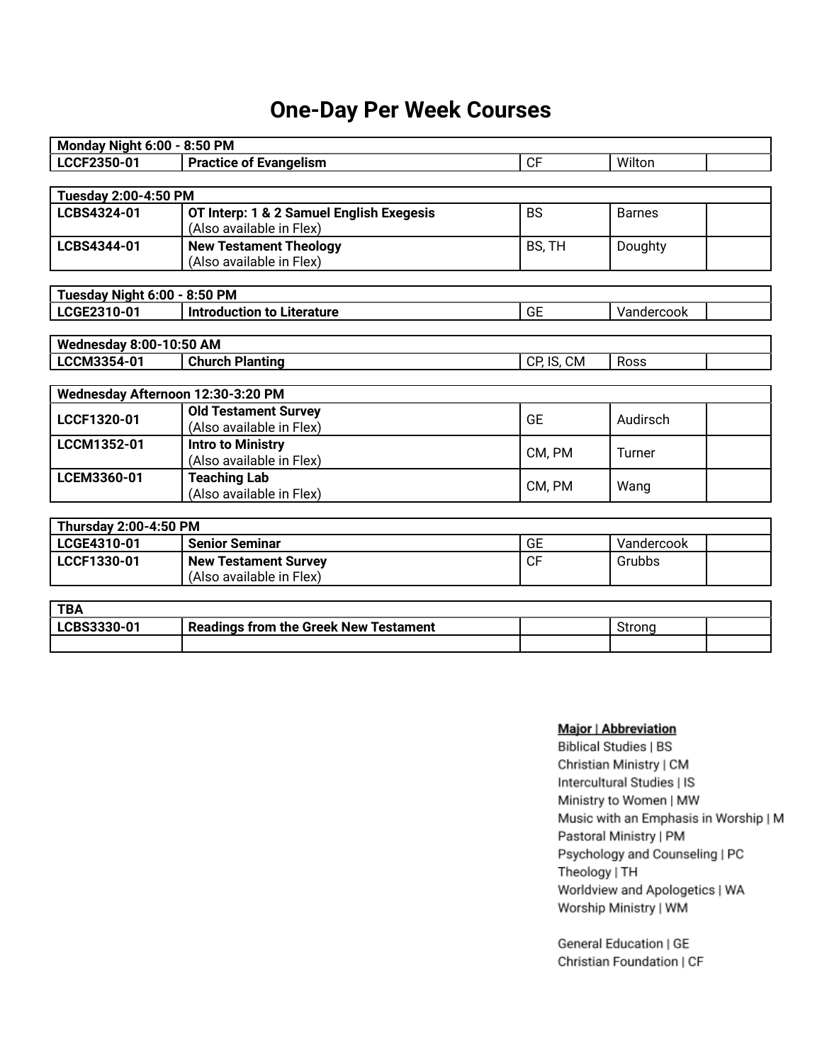# One-Day Per Week Courses

| Monday Night 6:00 - 8:50 PM | | | | |
|---|---|---|---|---|
| **LCCF2350-01** | **Practice of Evangelism** | CF | Wilton | |

| Tuesday 2:00-4:50 PM | | | | |
|---|---|---|---|---|
| **LCBS4324-01** | **OT Interp: 1 & 2 Samuel English Exegesis** (Also available in Flex) | BS | Barnes | |
| **LCBS4344-01** | **New Testament Theology** (Also available in Flex) | BS, TH | Doughty | |

| Tuesday Night 6:00 - 8:50 PM | | | | |
|---|---|---|---|---|
| **LCGE2310-01** | **Introduction to Literature** | GE | Vandercook | |

| Wednesday 8:00-10:50 AM | | | | |
|---|---|---|---|---|
| **LCCM3354-01** | **Church Planting** | CP, IS, CM | Ross | |

| Wednesday Afternoon 12:30-3:20 PM | | | | |
|---|---|---|---|---|
| **LCCF1320-01** | **Old Testament Survey** (Also available in Flex) | GE | Audirsch | |
| **LCCM1352-01** | **Intro to Ministry** (Also available in Flex) | CM, PM | Turner | |
| **LCEM3360-01** | **Teaching Lab** (Also available in Flex) | CM, PM | Wang | |

| Thursday 2:00-4:50 PM | | | | |
|---|---|---|---|---|
| **LCGE4310-01** | **Senior Seminar** | GE | Vandercook | |
| **LCCF1330-01** | **New Testament Survey** (Also available in Flex) | CF | Grubbs | |

| TBA | | | | |
|---|---|---|---|---|
| **LCBS3330-01** | **Readings from the Greek New Testament** | | Strong | |
| | | | | |

**Major | Abbreviation**

Biblical Studies | BS
Christian Ministry | CM
Intercultural Studies | IS
Ministry to Women | MW
Music with an Emphasis in Worship | M
Pastoral Ministry | PM
Psychology and Counseling | PC
Theology | TH
Worldview and Apologetics | WA
Worship Ministry | WM

General Education | GE
Christian Foundation | CF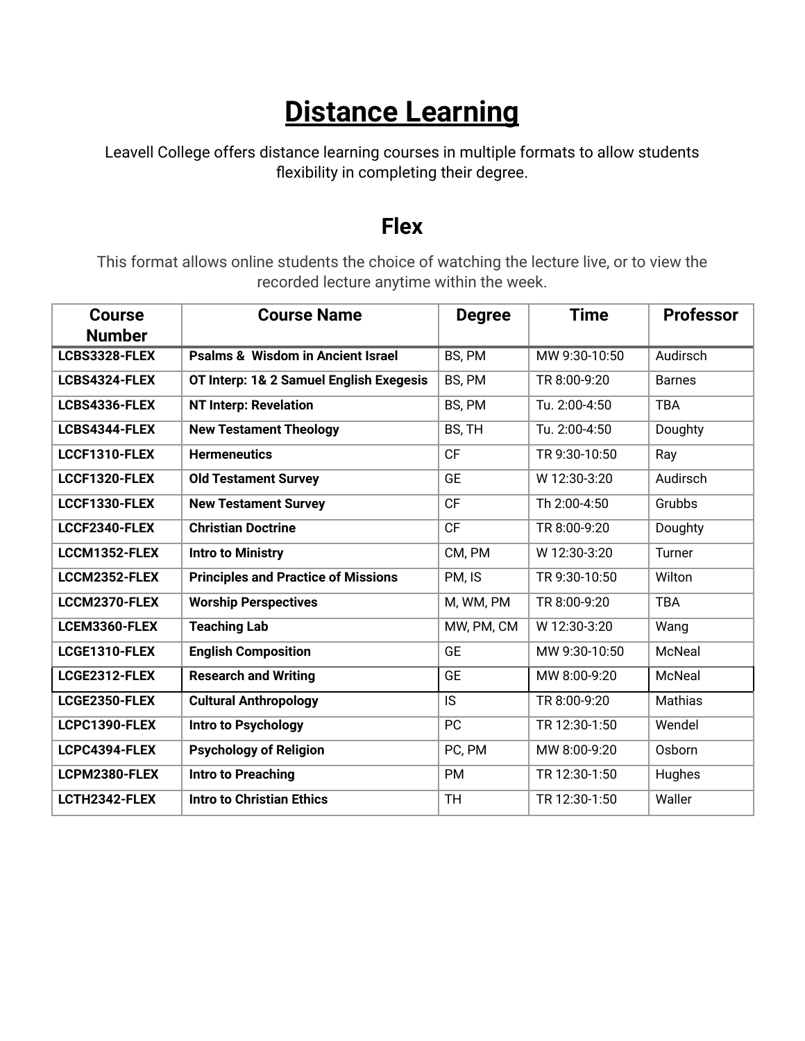# Distance Learning

Leavell College offers distance learning courses in multiple formats to allow students flexibility in completing their degree.

## Flex

This format allows online students the choice of watching the lecture live, or to view the recorded lecture anytime within the week.

| Course Number | Course Name | Degree | Time | Professor |
|---|---|---|---|---|
| **LCBS3328-FLEX** | **Psalms & Wisdom in Ancient Israel** | BS, PM | MW 9:30-10:50 | Audirsch |
| **LCBS4324-FLEX** | **OT Interp: 1& 2 Samuel English Exegesis** | BS, PM | TR 8:00-9:20 | Barnes |
| **LCBS4336-FLEX** | **NT Interp: Revelation** | BS, PM | Tu. 2:00-4:50 | TBA |
| **LCBS4344-FLEX** | **New Testament Theology** | BS, TH | Tu. 2:00-4:50 | Doughty |
| **LCCF1310-FLEX** | **Hermeneutics** | CF | TR 9:30-10:50 | Ray |
| **LCCF1320-FLEX** | **Old Testament Survey** | GE | W 12:30-3:20 | Audirsch |
| **LCCF1330-FLEX** | **New Testament Survey** | CF | Th 2:00-4:50 | Grubbs |
| **LCCF2340-FLEX** | **Christian Doctrine** | CF | TR 8:00-9:20 | Doughty |
| **LCCM1352-FLEX** | **Intro to Ministry** | CM, PM | W 12:30-3:20 | Turner |
| **LCCM2352-FLEX** | **Principles and Practice of Missions** | PM, IS | TR 9:30-10:50 | Wilton |
| **LCCM2370-FLEX** | **Worship Perspectives** | M, WM, PM | TR 8:00-9:20 | TBA |
| **LCEM3360-FLEX** | **Teaching Lab** | MW, PM, CM | W 12:30-3:20 | Wang |
| **LCGE1310-FLEX** | **English Composition** | GE | MW 9:30-10:50 | McNeal |
| **LCGE2312-FLEX** | **Research and Writing** | GE | MW 8:00-9:20 | McNeal |
| **LCGE2350-FLEX** | **Cultural Anthropology** | IS | TR 8:00-9:20 | Mathias |
| **LCPC1390-FLEX** | **Intro to Psychology** | PC | TR 12:30-1:50 | Wendel |
| **LCPC4394-FLEX** | **Psychology of Religion** | PC, PM | MW 8:00-9:20 | Osborn |
| **LCPM2380-FLEX** | **Intro to Preaching** | PM | TR 12:30-1:50 | Hughes |
| **LCTH2342-FLEX** | **Intro to Christian Ethics** | TH | TR 12:30-1:50 | Waller |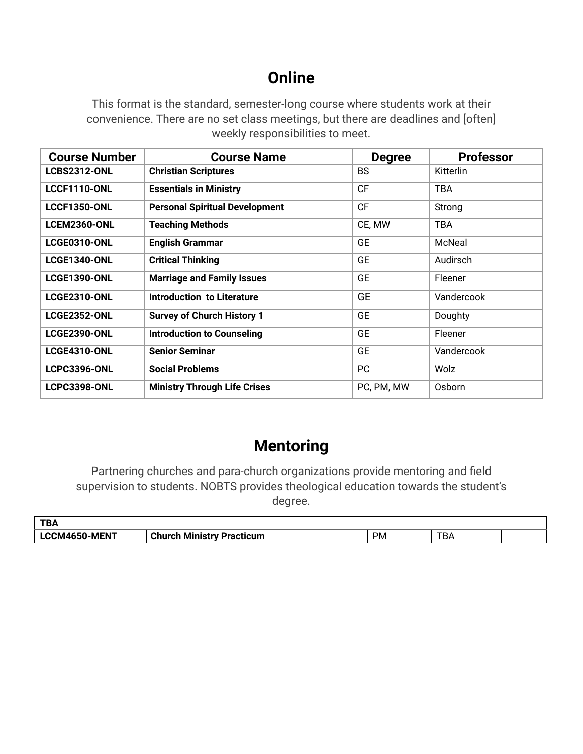## Online

This format is the standard, semester-long course where students work at their convenience. There are no set class meetings, but there are deadlines and [often] weekly responsibilities to meet.

| Course Number | Course Name | Degree | Professor |
| --- | --- | --- | --- |
| **LCBS2312-ONL** | **Christian Scriptures** | BS | Kitterlin |
| **LCCF1110-ONL** | **Essentials in Ministry** | CF | TBA |
| **LCCF1350-ONL** | **Personal Spiritual Development** | CF | Strong |
| **LCEM2360-ONL** | **Teaching Methods** | CE, MW | TBA |
| **LCGE0310-ONL** | **English Grammar** | GE | McNeal |
| **LCGE1340-ONL** | **Critical Thinking** | GE | Audirsch |
| **LCGE1390-ONL** | **Marriage and Family Issues** | GE | Fleener |
| **LCGE2310-ONL** | **Introduction to Literature** | GE | Vandercook |
| **LCGE2352-ONL** | **Survey of Church History 1** | GE | Doughty |
| **LCGE2390-ONL** | **Introduction to Counseling** | GE | Fleener |
| **LCGE4310-ONL** | **Senior Seminar** | GE | Vandercook |
| **LCPC3396-ONL** | **Social Problems** | PC | Wolz |
| **LCPC3398-ONL** | **Ministry Through Life Crises** | PC, PM, MW | Osborn |

## Mentoring

Partnering churches and para-church organizations provide mentoring and field supervision to students. NOBTS provides theological education towards the student's degree.

| **TBA** | | | | |
| --- | --- | --- | --- | --- |
| **LCCM4650-MENT** | **Church Ministry Practicum** | PM | TBA | |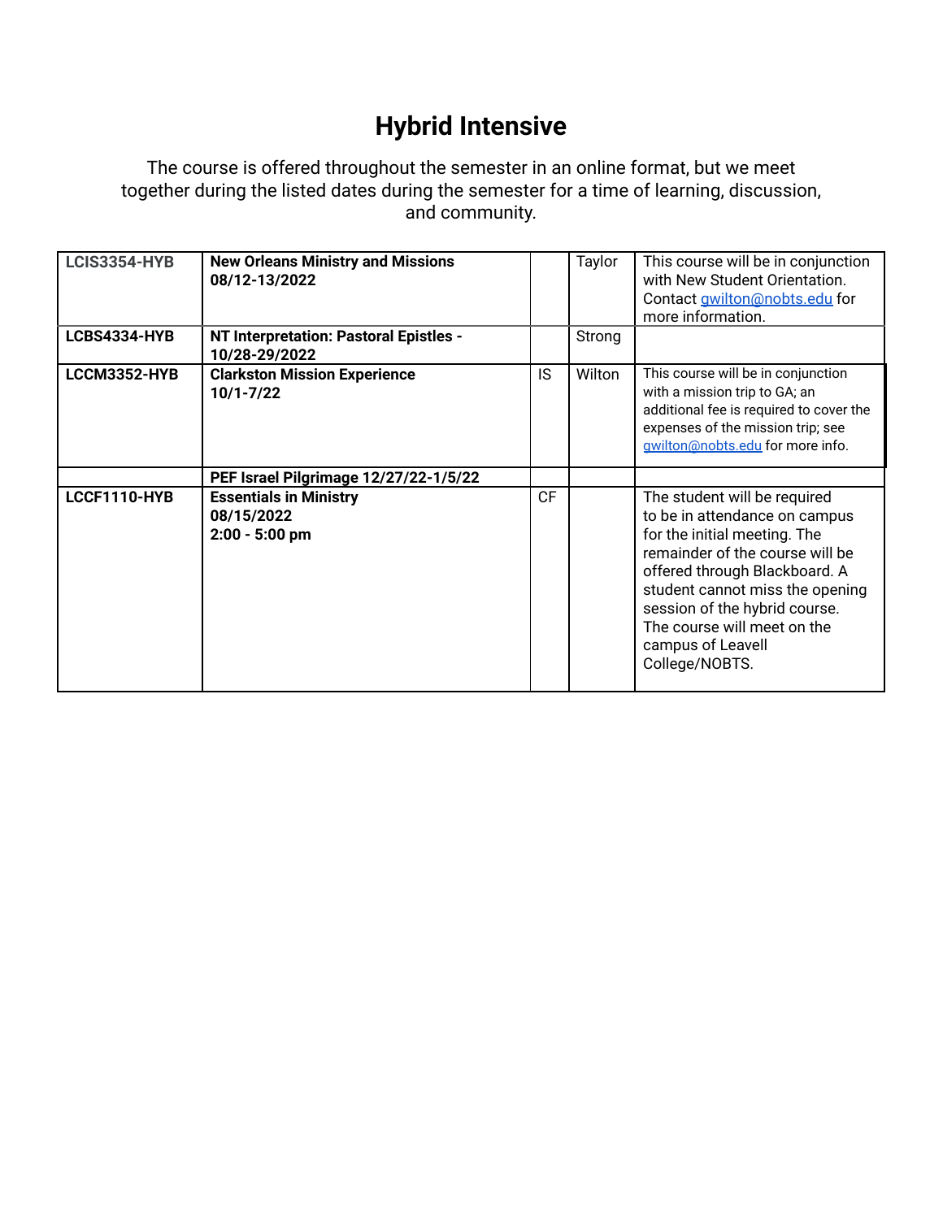# Hybrid Intensive

The course is offered throughout the semester in an online format, but we meet together during the listed dates during the semester for a time of learning, discussion, and community.

| | | | | |
|---|---|---|---|---|
| **LCIS3354-HYB** | **New Orleans Ministry and Missions**<br>**08/12-13/2022** | | Taylor | This course will be in conjunction with New Student Orientation. Contact gwilton@nobts.edu for more information. |
| **LCBS4334-HYB** | **NT Interpretation: Pastoral Epistles - 10/28-29/2022** | | Strong | |
| **LCCM3352-HYB** | **Clarkston Mission Experience**<br>**10/1-7/22** | IS | Wilton | This course will be in conjunction with a mission trip to GA; an additional fee is required to cover the expenses of the mission trip; see gwilton@nobts.edu for more info. |
| | **PEF Israel Pilgrimage 12/27/22-1/5/22** | | | |
| **LCCF1110-HYB** | **Essentials in Ministry**<br>**08/15/2022**<br>**2:00 - 5:00 pm** | CF | | The student will be required to be in attendance on campus for the initial meeting. The remainder of the course will be offered through Blackboard. A student cannot miss the opening session of the hybrid course. The course will meet on the campus of Leavell College/NOBTS. |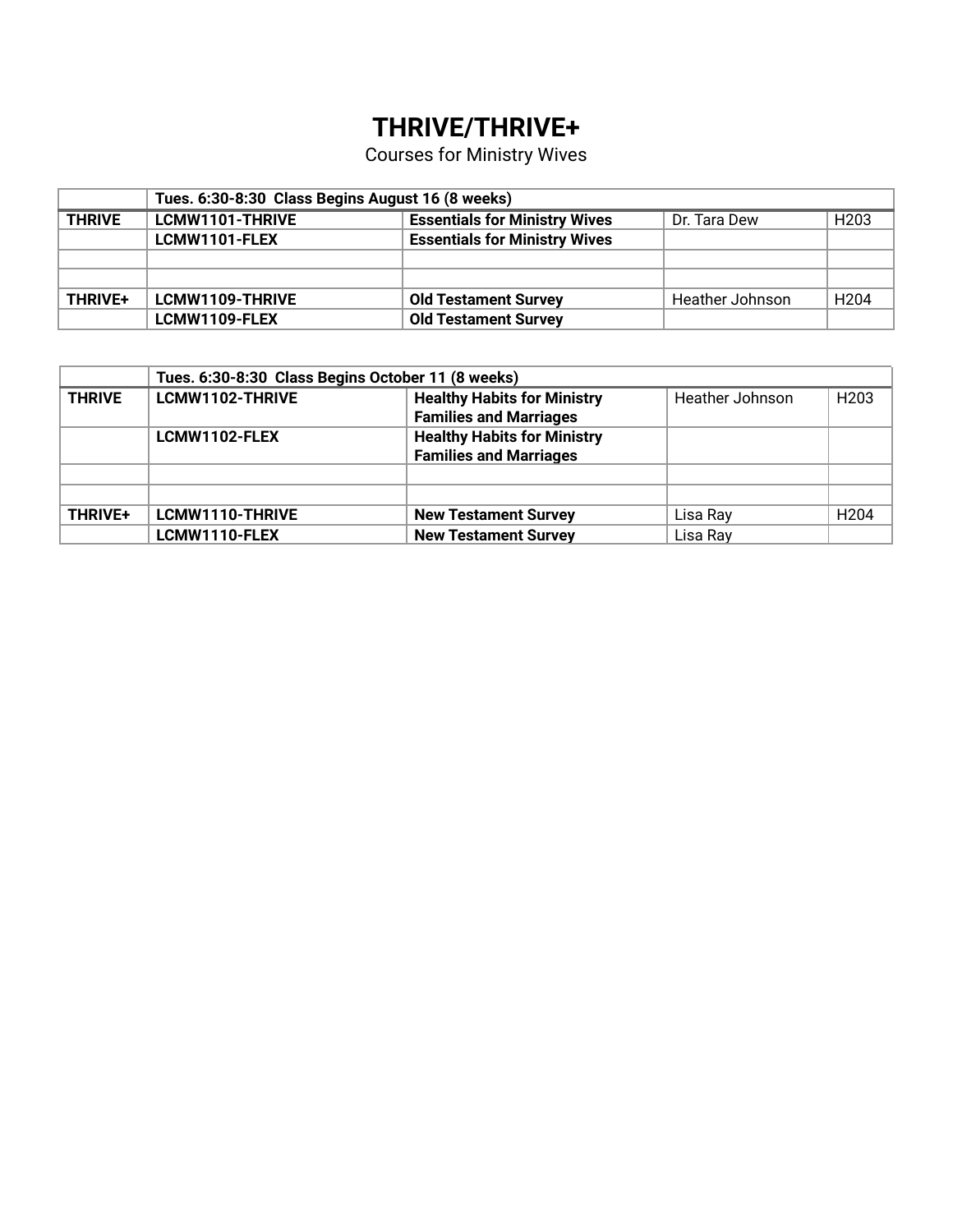# THRIVE/THRIVE+

Courses for Ministry Wives

| | Tues. 6:30-8:30 Class Begins August 16 (8 weeks) | | | |
|---|---|---|---|---|
| **THRIVE** | **LCMW1101-THRIVE** | **Essentials for Ministry Wives** | Dr. Tara Dew | H203 |
| | **LCMW1101-FLEX** | **Essentials for Ministry Wives** | | |
| | | | | |
| | | | | |
| **THRIVE+** | **LCMW1109-THRIVE** | **Old Testament Survey** | Heather Johnson | H204 |
| | **LCMW1109-FLEX** | **Old Testament Survey** | | |

| | Tues. 6:30-8:30 Class Begins October 11 (8 weeks) | | | |
|---|---|---|---|---|
| **THRIVE** | **LCMW1102-THRIVE** | **Healthy Habits for Ministry Families and Marriages** | Heather Johnson | H203 |
| | **LCMW1102-FLEX** | **Healthy Habits for Ministry Families and Marriages** | | |
| | | | | |
| | | | | |
| **THRIVE+** | **LCMW1110-THRIVE** | **New Testament Survey** | Lisa Ray | H204 |
| | **LCMW1110-FLEX** | **New Testament Survey** | Lisa Ray | |